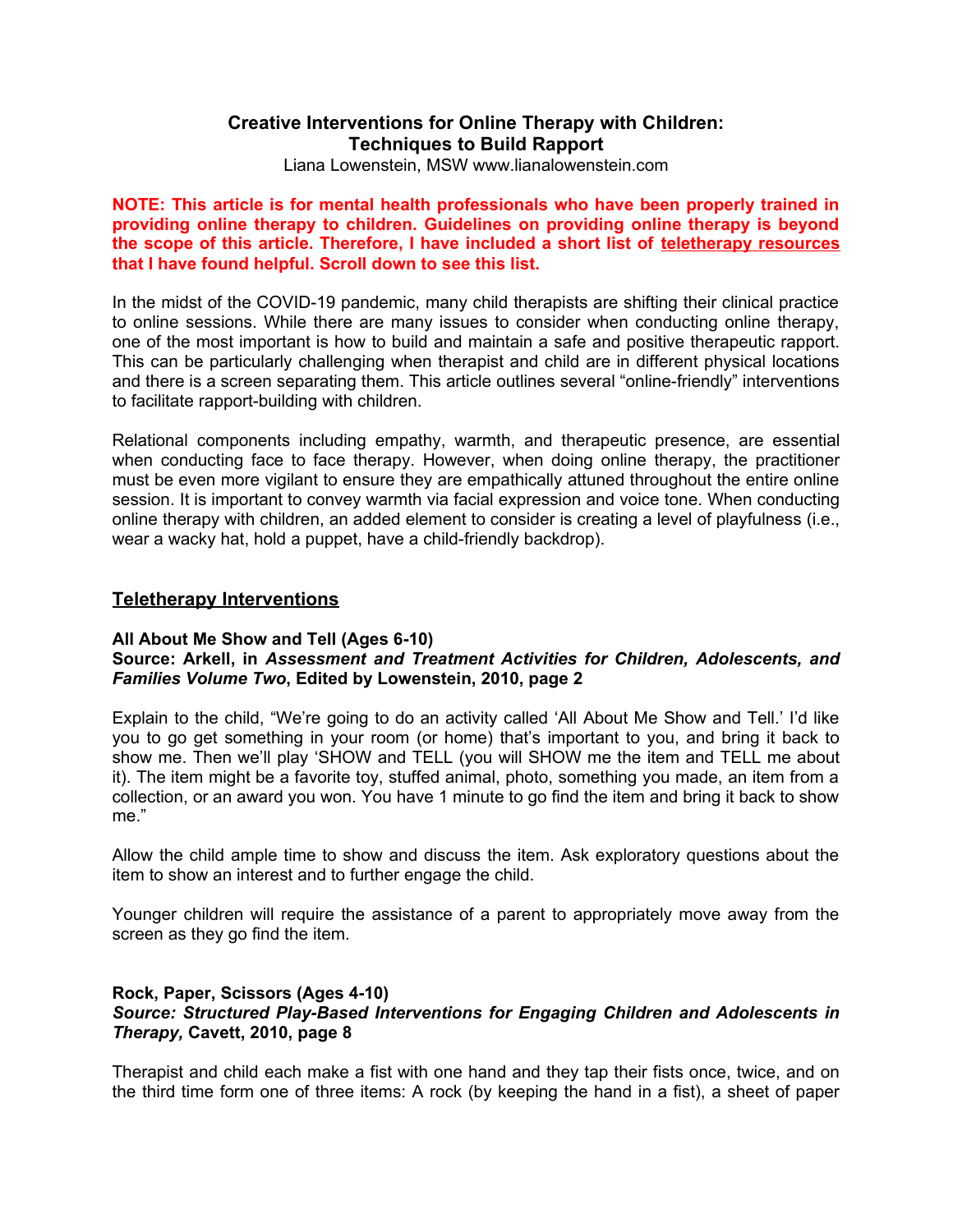# Creative Interventions for Online Therapy with Children: Techniques to Build Rapport

Liana Lowenstein, MSW www.lianalowenstein.com

**NOTE: This article is for mental health professionals who have been properly trained in providing online therapy to children. Guidelines on providing online therapy is beyond the scope of this article. Therefore, I have included a short list of teletherapy resources that I have found helpful. Scroll down to see this list.**

In the midst of the COVID-19 pandemic, many child therapists are shifting their clinical practice to online sessions. While there are many issues to consider when conducting online therapy, one of the most important is how to build and maintain a safe and positive therapeutic rapport. This can be particularly challenging when therapist and child are in different physical locations and there is a screen separating them. This article outlines several "online-friendly" interventions to facilitate rapport-building with children.

Relational components including empathy, warmth, and therapeutic presence, are essential when conducting face to face therapy. However, when doing online therapy, the practitioner must be even more vigilant to ensure they are empathically attuned throughout the entire online session. It is important to convey warmth via facial expression and voice tone. When conducting online therapy with children, an added element to consider is creating a level of playfulness (i.e., wear a wacky hat, hold a puppet, have a child-friendly backdrop).

## Teletherapy Interventions

### All About Me Show and Tell (Ages 6-10)

**Source: Arkell, in *Assessment and Treatment Activities for Children, Adolescents, and Families Volume Two*, Edited by Lowenstein, 2010, page 2**

Explain to the child, "We're going to do an activity called 'All About Me Show and Tell.' I'd like you to go get something in your room (or home) that's important to you, and bring it back to show me. Then we'll play 'SHOW and TELL (you will SHOW me the item and TELL me about it). The item might be a favorite toy, stuffed animal, photo, something you made, an item from a collection, or an award you won. You have 1 minute to go find the item and bring it back to show me."

Allow the child ample time to show and discuss the item. Ask exploratory questions about the item to show an interest and to further engage the child.

Younger children will require the assistance of a parent to appropriately move away from the screen as they go find the item.

### Rock, Paper, Scissors (Ages 4-10)

***Source: Structured Play-Based Interventions for Engaging Children and Adolescents in Therapy,* Cavett, 2010, page 8**

Therapist and child each make a fist with one hand and they tap their fists once, twice, and on the third time form one of three items: A rock (by keeping the hand in a fist), a sheet of paper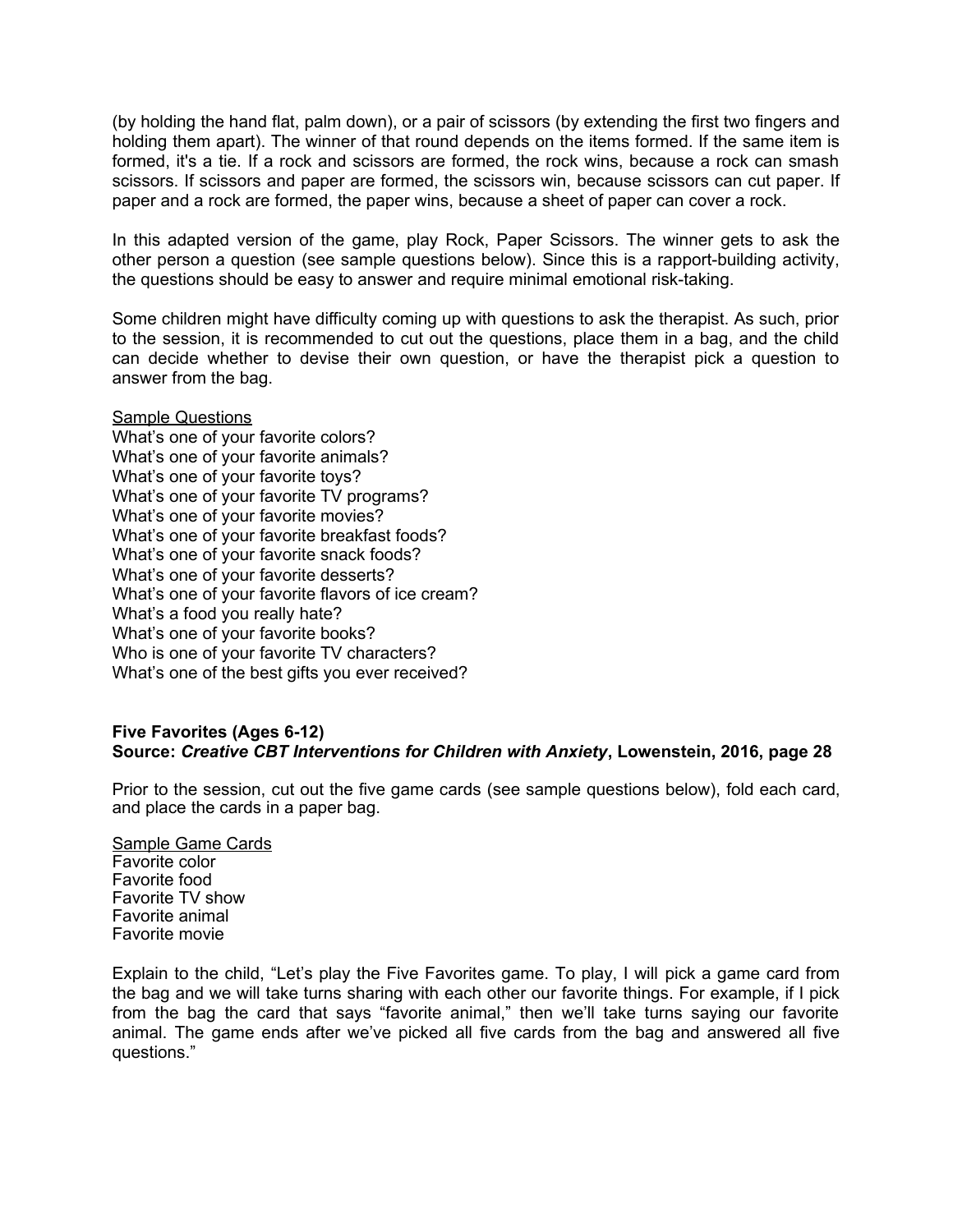(by holding the hand flat, palm down), or a pair of scissors (by extending the first two fingers and holding them apart). The winner of that round depends on the items formed. If the same item is formed, it's a tie. If a rock and scissors are formed, the rock wins, because a rock can smash scissors. If scissors and paper are formed, the scissors win, because scissors can cut paper. If paper and a rock are formed, the paper wins, because a sheet of paper can cover a rock.

In this adapted version of the game, play Rock, Paper Scissors. The winner gets to ask the other person a question (see sample questions below). Since this is a rapport-building activity, the questions should be easy to answer and require minimal emotional risk-taking.

Some children might have difficulty coming up with questions to ask the therapist. As such, prior to the session, it is recommended to cut out the questions, place them in a bag, and the child can decide whether to devise their own question, or have the therapist pick a question to answer from the bag.

<u>Sample Questions</u>

What's one of your favorite colors?
What's one of your favorite animals?
What's one of your favorite toys?
What's one of your favorite TV programs?
What's one of your favorite movies?
What's one of your favorite breakfast foods?
What's one of your favorite snack foods?
What's one of your favorite desserts?
What's one of your favorite flavors of ice cream?
What's a food you really hate?
What's one of your favorite books?
Who is one of your favorite TV characters?
What's one of the best gifts you ever received?

**Five Favorites (Ages 6-12)**
**Source: *Creative CBT Interventions for Children with Anxiety*, Lowenstein, 2016, page 28**

Prior to the session, cut out the five game cards (see sample questions below), fold each card, and place the cards in a paper bag.

<u>Sample Game Cards</u>

Favorite color
Favorite food
Favorite TV show
Favorite animal
Favorite movie

Explain to the child, "Let's play the Five Favorites game. To play, I will pick a game card from the bag and we will take turns sharing with each other our favorite things. For example, if I pick from the bag the card that says "favorite animal," then we'll take turns saying our favorite animal. The game ends after we've picked all five cards from the bag and answered all five questions."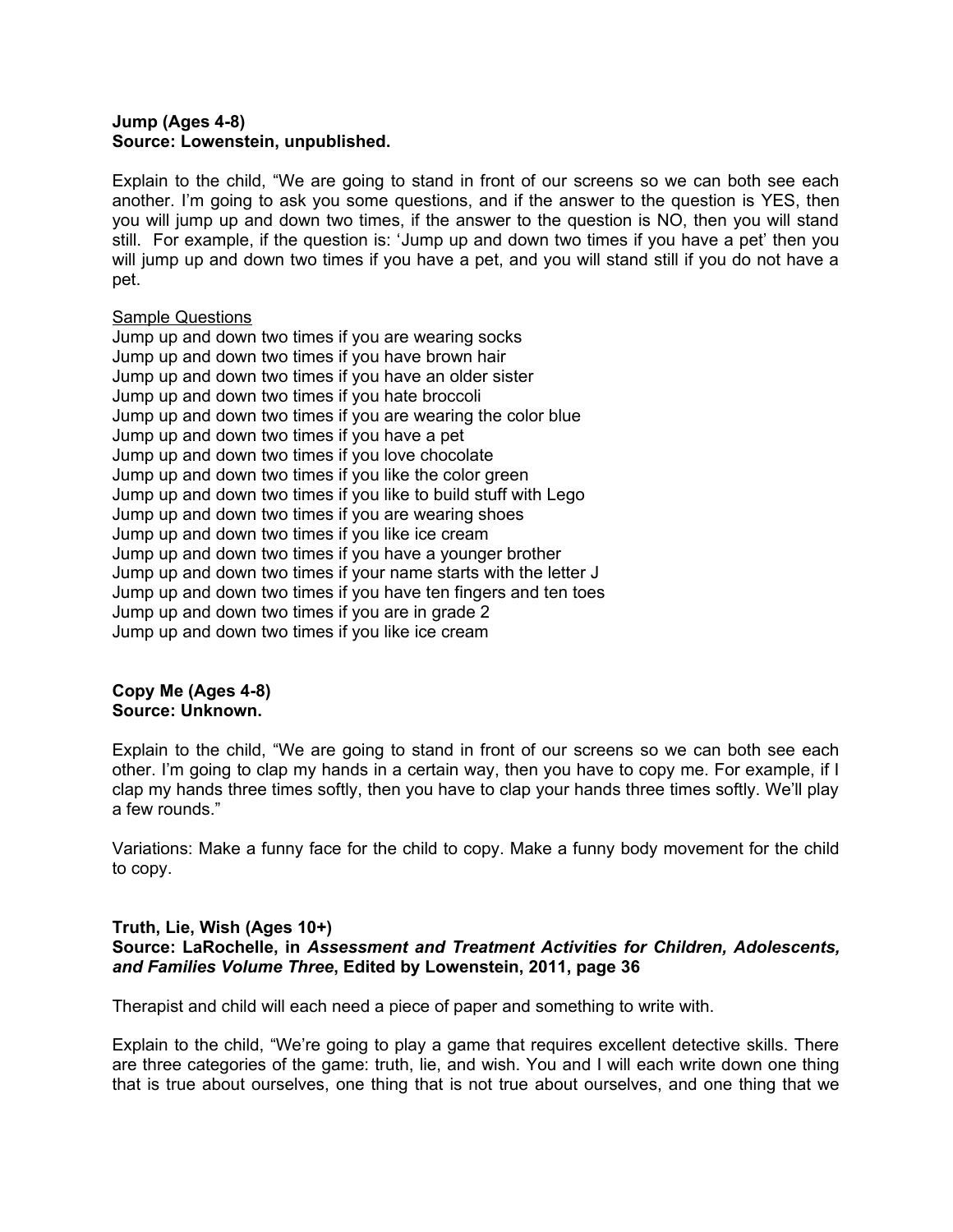**Jump (Ages 4-8)**
**Source: Lowenstein, unpublished.**

Explain to the child, "We are going to stand in front of our screens so we can both see each another. I'm going to ask you some questions, and if the answer to the question is YES, then you will jump up and down two times, if the answer to the question is NO, then you will stand still. For example, if the question is: 'Jump up and down two times if you have a pet' then you will jump up and down two times if you have a pet, and you will stand still if you do not have a pet.

<u>Sample Questions</u>
Jump up and down two times if you are wearing socks
Jump up and down two times if you have brown hair
Jump up and down two times if you have an older sister
Jump up and down two times if you hate broccoli
Jump up and down two times if you are wearing the color blue
Jump up and down two times if you have a pet
Jump up and down two times if you love chocolate
Jump up and down two times if you like the color green
Jump up and down two times if you like to build stuff with Lego
Jump up and down two times if you are wearing shoes
Jump up and down two times if you like ice cream
Jump up and down two times if you have a younger brother
Jump up and down two times if your name starts with the letter J
Jump up and down two times if you have ten fingers and ten toes
Jump up and down two times if you are in grade 2
Jump up and down two times if you like ice cream

**Copy Me (Ages 4-8)**
**Source: Unknown.**

Explain to the child, "We are going to stand in front of our screens so we can both see each other. I'm going to clap my hands in a certain way, then you have to copy me. For example, if I clap my hands three times softly, then you have to clap your hands three times softly. We'll play a few rounds."

Variations: Make a funny face for the child to copy. Make a funny body movement for the child to copy.

**Truth, Lie, Wish (Ages 10+)**
**Source: LaRochelle, in *Assessment and Treatment Activities for Children, Adolescents, and Families Volume Three*, Edited by Lowenstein, 2011, page 36**

Therapist and child will each need a piece of paper and something to write with.

Explain to the child, "We're going to play a game that requires excellent detective skills. There are three categories of the game: truth, lie, and wish. You and I will each write down one thing that is true about ourselves, one thing that is not true about ourselves, and one thing that we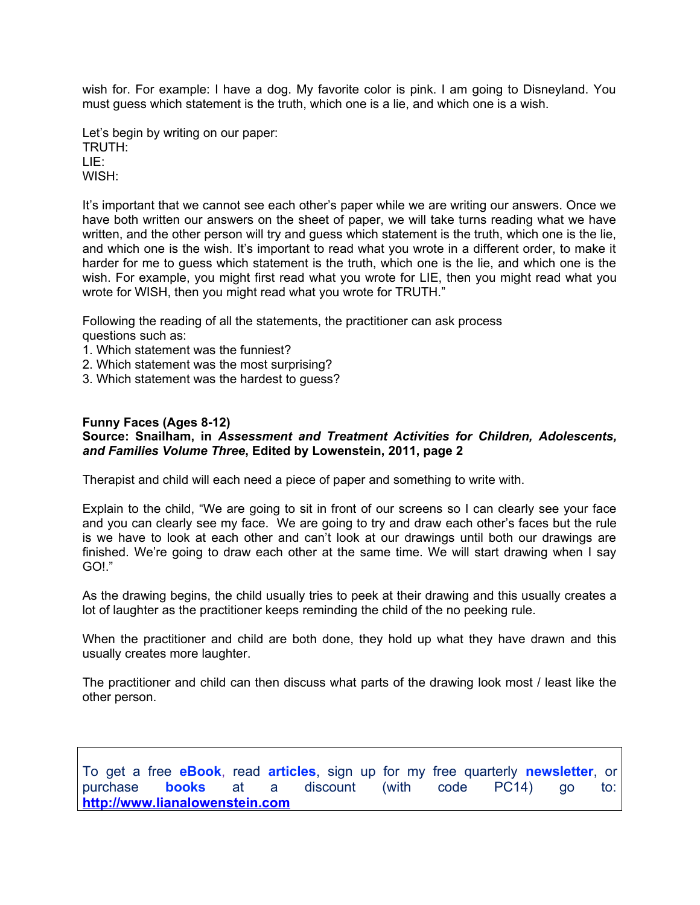wish for. For example: I have a dog. My favorite color is pink. I am going to Disneyland. You must guess which statement is the truth, which one is a lie, and which one is a wish.

Let's begin by writing on our paper:
TRUTH:
LIE:
WISH:

It's important that we cannot see each other's paper while we are writing our answers. Once we have both written our answers on the sheet of paper, we will take turns reading what we have written, and the other person will try and guess which statement is the truth, which one is the lie, and which one is the wish. It's important to read what you wrote in a different order, to make it harder for me to guess which statement is the truth, which one is the lie, and which one is the wish. For example, you might first read what you wrote for LIE, then you might read what you wrote for WISH, then you might read what you wrote for TRUTH."

Following the reading of all the statements, the practitioner can ask process questions such as:

1. Which statement was the funniest?
2. Which statement was the most surprising?
3. Which statement was the hardest to guess?

**Funny Faces (Ages 8-12)**
**Source: Snailham, in *Assessment and Treatment Activities for Children, Adolescents, and Families Volume Three*, Edited by Lowenstein, 2011, page 2**

Therapist and child will each need a piece of paper and something to write with.

Explain to the child, "We are going to sit in front of our screens so I can clearly see your face and you can clearly see my face. We are going to try and draw each other's faces but the rule is we have to look at each other and can't look at our drawings until both our drawings are finished. We're going to draw each other at the same time. We will start drawing when I say GO!."

As the drawing begins, the child usually tries to peek at their drawing and this usually creates a lot of laughter as the practitioner keeps reminding the child of the no peeking rule.

When the practitioner and child are both done, they hold up what they have drawn and this usually creates more laughter.

The practitioner and child can then discuss what parts of the drawing look most / least like the other person.

To get a free **eBook**, read **articles**, sign up for my free quarterly **newsletter**, or purchase **books** at a discount (with code PC14) go to: **http://www.lianalowenstein.com**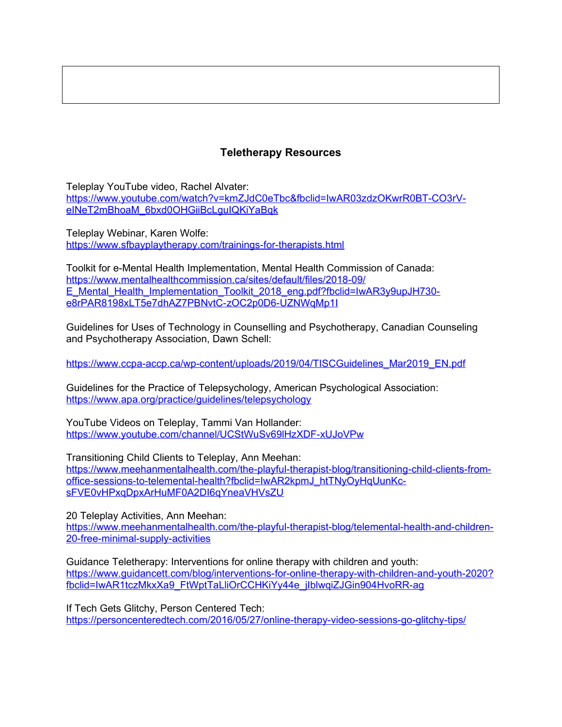## Teletherapy Resources

Teleplay YouTube video, Rachel Alvater:
https://www.youtube.com/watch?v=kmZJdC0eTbc&fbclid=IwAR03zdzOKwrR0BT-CO3rV-eINeT2mBhoaM_6bxd0OHGiiBcLguIQKiYaBqk

Teleplay Webinar, Karen Wolfe:
https://www.sfbayplaytherapy.com/trainings-for-therapists.html

Toolkit for e-Mental Health Implementation, Mental Health Commission of Canada:
https://www.mentalhealthcommission.ca/sites/default/files/2018-09/E_Mental_Health_Implementation_Toolkit_2018_eng.pdf?fbclid=IwAR3y9upJH730-e8rPAR8198xLT5e7dhAZ7PBNvtC-zOC2p0D6-UZNWqMp1I

Guidelines for Uses of Technology in Counselling and Psychotherapy, Canadian Counseling and Psychotherapy Association, Dawn Schell:

https://www.ccpa-accp.ca/wp-content/uploads/2019/04/TISCGuidelines_Mar2019_EN.pdf

Guidelines for the Practice of Telepsychology, American Psychological Association:
https://www.apa.org/practice/guidelines/telepsychology

YouTube Videos on Teleplay, Tammi Van Hollander:
https://www.youtube.com/channel/UCStWuSv69lHzXDF-xUJoVPw

Transitioning Child Clients to Teleplay, Ann Meehan:
https://www.meehanmentalhealth.com/the-playful-therapist-blog/transitioning-child-clients-from-office-sessions-to-telemental-health?fbclid=IwAR2kpmJ_htTNyOyHqUunKc-sFVE0vHPxqDpxArHuMF0A2DI6qYneaVHVsZU

20 Teleplay Activities, Ann Meehan:
https://www.meehanmentalhealth.com/the-playful-therapist-blog/telemental-health-and-children-20-free-minimal-supply-activities

Guidance Teletherapy: Interventions for online therapy with children and youth:
https://www.guidancett.com/blog/interventions-for-online-therapy-with-children-and-youth-2020?fbclid=IwAR1tczMkxXa9_FtWptTaLliOrCCHKiYy44e_jIblwqiZJGin904HvoRR-ag

If Tech Gets Glitchy, Person Centered Tech:
https://personcenteredtech.com/2016/05/27/online-therapy-video-sessions-go-glitchy-tips/